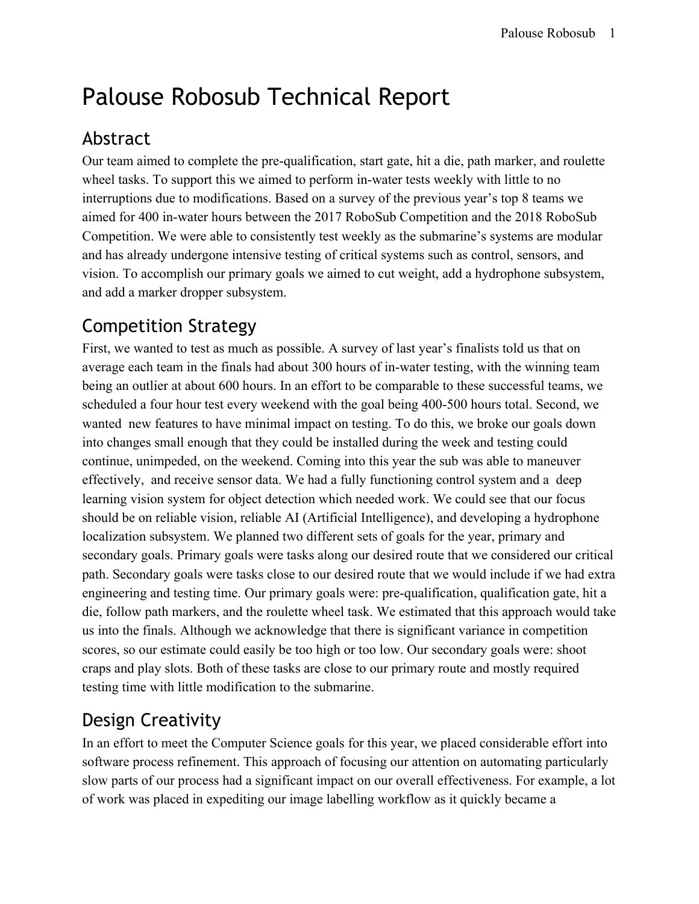# Palouse Robosub Technical Report

## Abstract

Our team aimed to complete the pre-qualification, start gate, hit a die, path marker, and roulette wheel tasks. To support this we aimed to perform in-water tests weekly with little to no interruptions due to modifications. Based on a survey of the previous year's top 8 teams we aimed for 400 in-water hours between the 2017 RoboSub Competition and the 2018 RoboSub Competition. We were able to consistently test weekly as the submarine's systems are modular and has already undergone intensive testing of critical systems such as control, sensors, and vision. To accomplish our primary goals we aimed to cut weight, add a hydrophone subsystem, and add a marker dropper subsystem.

## Competition Strategy

First, we wanted to test as much as possible. A survey of last year's finalists told us that on average each team in the finals had about 300 hours of in-water testing, with the winning team being an outlier at about 600 hours. In an effort to be comparable to these successful teams, we scheduled a four hour test every weekend with the goal being 400-500 hours total. Second, we wanted new features to have minimal impact on testing. To do this, we broke our goals down into changes small enough that they could be installed during the week and testing could continue, unimpeded, on the weekend. Coming into this year the sub was able to maneuver effectively, and receive sensor data. We had a fully functioning control system and a deep learning vision system for object detection which needed work. We could see that our focus should be on reliable vision, reliable AI (Artificial Intelligence), and developing a hydrophone localization subsystem. We planned two different sets of goals for the year, primary and secondary goals. Primary goals were tasks along our desired route that we considered our critical path. Secondary goals were tasks close to our desired route that we would include if we had extra engineering and testing time. Our primary goals were: pre-qualification, qualification gate, hit a die, follow path markers, and the roulette wheel task. We estimated that this approach would take us into the finals. Although we acknowledge that there is significant variance in competition scores, so our estimate could easily be too high or too low. Our secondary goals were: shoot craps and play slots. Both of these tasks are close to our primary route and mostly required testing time with little modification to the submarine.

## Design Creativity

In an effort to meet the Computer Science goals for this year, we placed considerable effort into software process refinement. This approach of focusing our attention on automating particularly slow parts of our process had a significant impact on our overall effectiveness. For example, a lot of work was placed in expediting our image labelling workflow as it quickly became a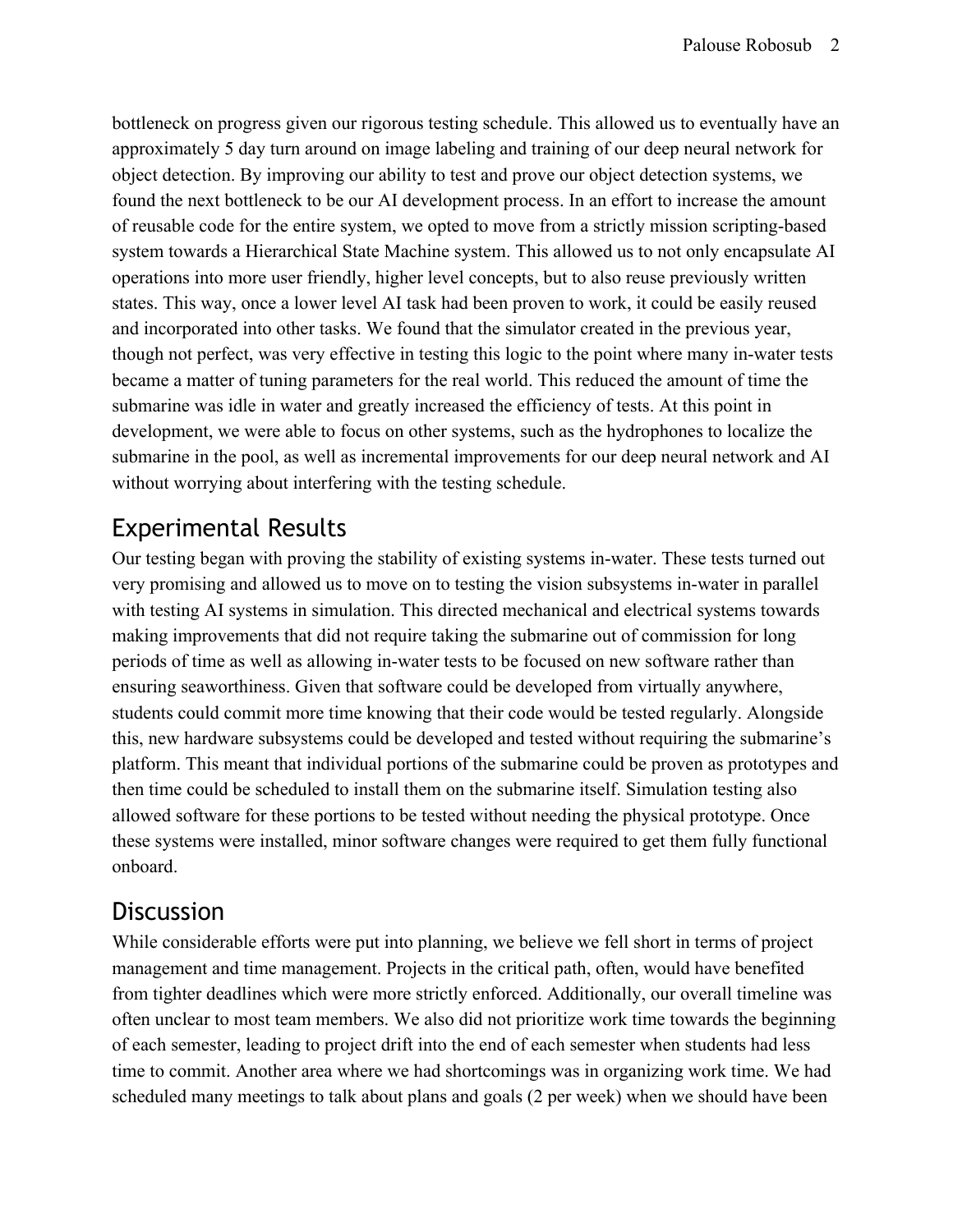bottleneck on progress given our rigorous testing schedule. This allowed us to eventually have an approximately 5 day turn around on image labeling and training of our deep neural network for object detection. By improving our ability to test and prove our object detection systems, we found the next bottleneck to be our AI development process. In an effort to increase the amount of reusable code for the entire system, we opted to move from a strictly mission scripting-based system towards a Hierarchical State Machine system. This allowed us to not only encapsulate AI operations into more user friendly, higher level concepts, but to also reuse previously written states. This way, once a lower level AI task had been proven to work, it could be easily reused and incorporated into other tasks. We found that the simulator created in the previous year, though not perfect, was very effective in testing this logic to the point where many in-water tests became a matter of tuning parameters for the real world. This reduced the amount of time the submarine was idle in water and greatly increased the efficiency of tests. At this point in development, we were able to focus on other systems, such as the hydrophones to localize the submarine in the pool, as well as incremental improvements for our deep neural network and AI without worrying about interfering with the testing schedule.

## Experimental Results

Our testing began with proving the stability of existing systems in-water. These tests turned out very promising and allowed us to move on to testing the vision subsystems in-water in parallel with testing AI systems in simulation. This directed mechanical and electrical systems towards making improvements that did not require taking the submarine out of commission for long periods of time as well as allowing in-water tests to be focused on new software rather than ensuring seaworthiness. Given that software could be developed from virtually anywhere, students could commit more time knowing that their code would be tested regularly. Alongside this, new hardware subsystems could be developed and tested without requiring the submarine's platform. This meant that individual portions of the submarine could be proven as prototypes and then time could be scheduled to install them on the submarine itself. Simulation testing also allowed software for these portions to be tested without needing the physical prototype. Once these systems were installed, minor software changes were required to get them fully functional onboard.

## Discussion

While considerable efforts were put into planning, we believe we fell short in terms of project management and time management. Projects in the critical path, often, would have benefited from tighter deadlines which were more strictly enforced. Additionally, our overall timeline was often unclear to most team members. We also did not prioritize work time towards the beginning of each semester, leading to project drift into the end of each semester when students had less time to commit. Another area where we had shortcomings was in organizing work time. We had scheduled many meetings to talk about plans and goals (2 per week) when we should have been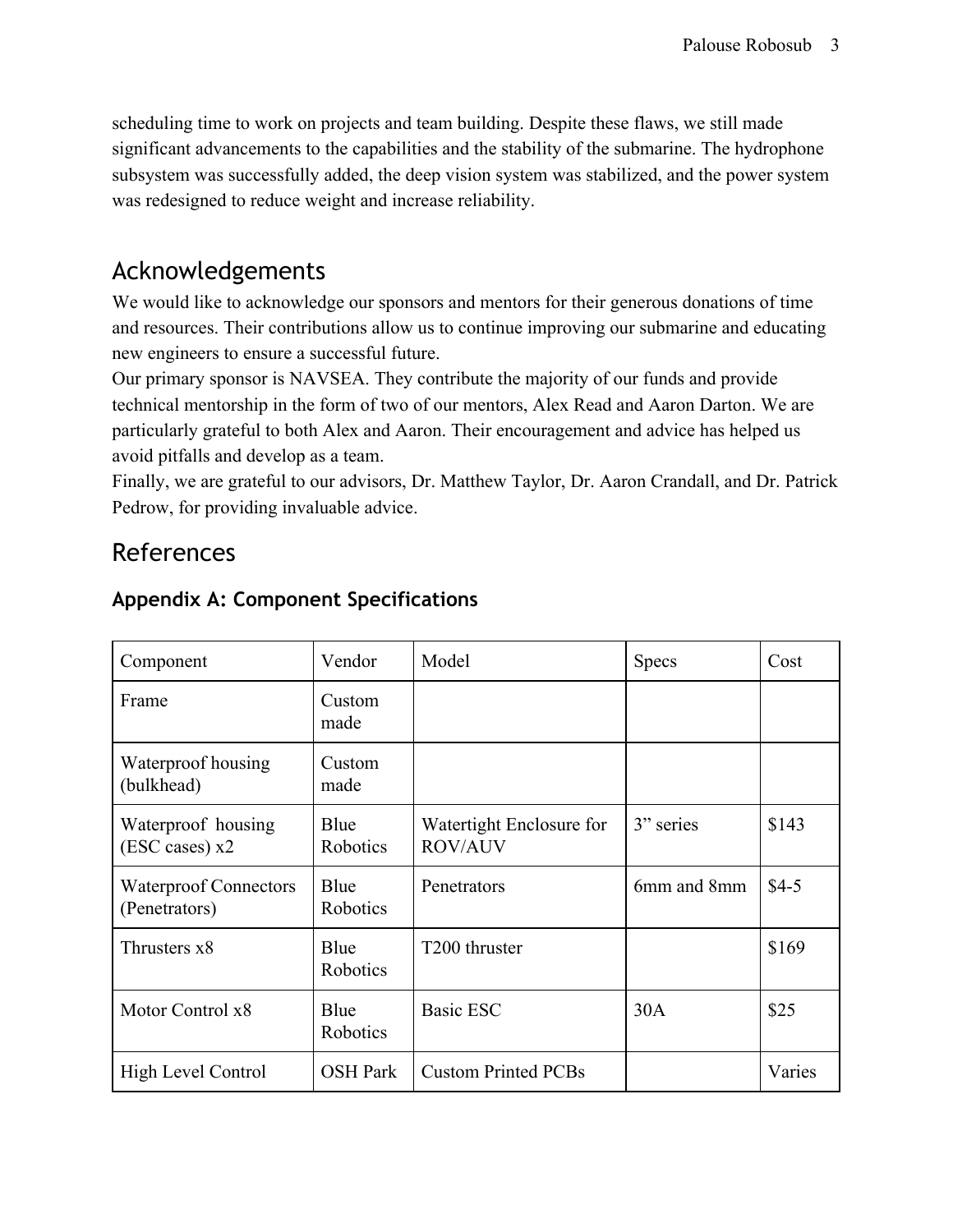scheduling time to work on projects and team building. Despite these flaws, we still made significant advancements to the capabilities and the stability of the submarine. The hydrophone subsystem was successfully added, the deep vision system was stabilized, and the power system was redesigned to reduce weight and increase reliability.

## Acknowledgements

We would like to acknowledge our sponsors and mentors for their generous donations of time and resources. Their contributions allow us to continue improving our submarine and educating new engineers to ensure a successful future.

Our primary sponsor is NAVSEA. They contribute the majority of our funds and provide technical mentorship in the form of two of our mentors, Alex Read and Aaron Darton. We are particularly grateful to both Alex and Aaron. Their encouragement and advice has helped us avoid pitfalls and develop as a team.

Finally, we are grateful to our advisors, Dr. Matthew Taylor, Dr. Aaron Crandall, and Dr. Patrick Pedrow, for providing invaluable advice.

## References

### Appendix A: Component Specifications

| Component | Vendor | Model | Specs | Cost |
|---|---|---|---|---|
| Frame | Custom made | | | |
| Waterproof housing (bulkhead) | Custom made | | | |
| Waterproof housing (ESC cases) x2 | Blue Robotics | Watertight Enclosure for ROV/AUV | 3” series | $143 |
| Waterproof Connectors (Penetrators) | Blue Robotics | Penetrators | 6mm and 8mm | $4-5 |
| Thrusters x8 | Blue Robotics | T200 thruster | | $169 |
| Motor Control x8 | Blue Robotics | Basic ESC | 30A | $25 |
| High Level Control | OSH Park | Custom Printed PCBs | | Varies |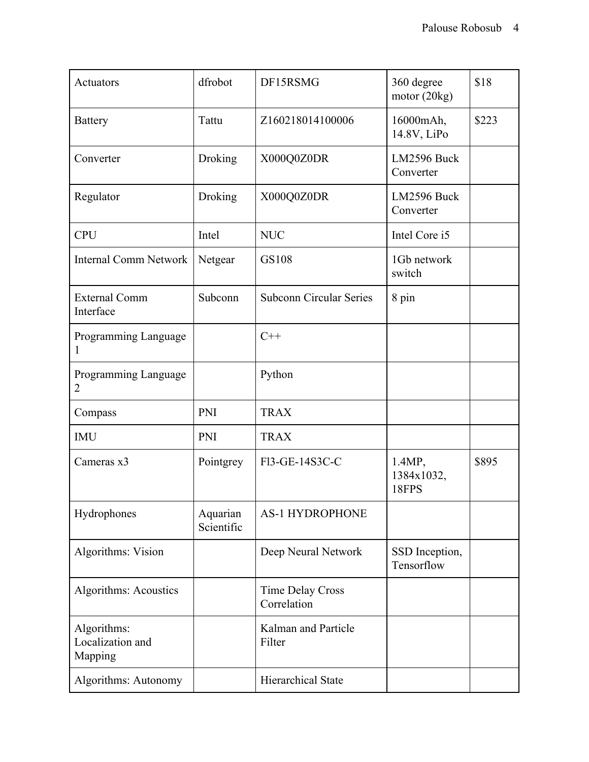| Actuators | dfrobot | DF15RSMG | 360 degree motor (20kg) | $18 |
|---|---|---|---|---|
| Battery | Tattu | Z160218014100006 | 16000mAh, 14.8V, LiPo | $223 |
| Converter | Droking | X000Q0Z0DR | LM2596 Buck Converter | |
| Regulator | Droking | X000Q0Z0DR | LM2596 Buck Converter | |
| CPU | Intel | NUC | Intel Core i5 | |
| Internal Comm Network | Netgear | GS108 | 1Gb network switch | |
| External Comm Interface | Subconn | Subconn Circular Series | 8 pin | |
| Programming Language 1 | | C++ | | |
| Programming Language 2 | | Python | | |
| Compass | PNI | TRAX | | |
| IMU | PNI | TRAX | | |
| Cameras x3 | Pointgrey | Fl3-GE-14S3C-C | 1.4MP, 1384x1032, 18FPS | $895 |
| Hydrophones | Aquarian Scientific | AS-1 HYDROPHONE | | |
| Algorithms: Vision | | Deep Neural Network | SSD Inception, Tensorflow | |
| Algorithms: Acoustics | | Time Delay Cross Correlation | | |
| Algorithms: Localization and Mapping | | Kalman and Particle Filter | | |
| Algorithms: Autonomy | | Hierarchical State | | |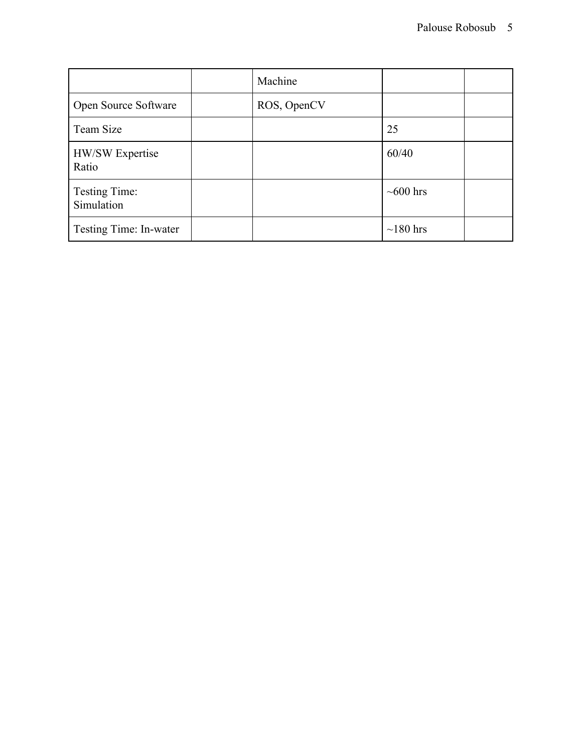| | | | | |
|---|---|---|---|---|
| | | Machine | | |
| Open Source Software | | ROS, OpenCV | | |
| Team Size | | | 25 | |
| HW/SW Expertise Ratio | | | 60/40 | |
| Testing Time: Simulation | | | ~600 hrs | |
| Testing Time: In-water | | | ~180 hrs | |